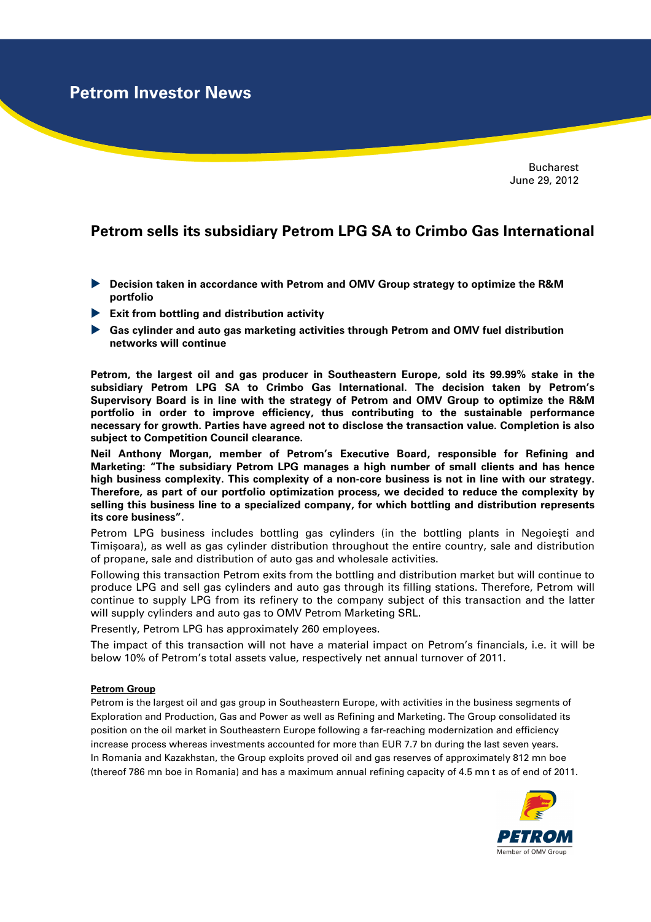# Petrom Investor News

Bucharest
June 29, 2012

## Petrom sells its subsidiary Petrom LPG SA to Crimbo Gas International

- **Decision taken in accordance with Petrom and OMV Group strategy to optimize the R&M portfolio**
- **Exit from bottling and distribution activity**
- **Gas cylinder and auto gas marketing activities through Petrom and OMV fuel distribution networks will continue**

**Petrom, the largest oil and gas producer in Southeastern Europe, sold its 99.99% stake in the subsidiary Petrom LPG SA to Crimbo Gas International. The decision taken by Petrom's Supervisory Board is in line with the strategy of Petrom and OMV Group to optimize the R&M portfolio in order to improve efficiency, thus contributing to the sustainable performance necessary for growth. Parties have agreed not to disclose the transaction value. Completion is also subject to Competition Council clearance.**

**Neil Anthony Morgan, member of Petrom's Executive Board, responsible for Refining and Marketing: "The subsidiary Petrom LPG manages a high number of small clients and has hence high business complexity. This complexity of a non-core business is not in line with our strategy. Therefore, as part of our portfolio optimization process, we decided to reduce the complexity by selling this business line to a specialized company, for which bottling and distribution represents its core business".**

Petrom LPG business includes bottling gas cylinders (in the bottling plants in Negoieşti and Timișoara), as well as gas cylinder distribution throughout the entire country, sale and distribution of propane, sale and distribution of auto gas and wholesale activities.

Following this transaction Petrom exits from the bottling and distribution market but will continue to produce LPG and sell gas cylinders and auto gas through its filling stations. Therefore, Petrom will continue to supply LPG from its refinery to the company subject of this transaction and the latter will supply cylinders and auto gas to OMV Petrom Marketing SRL.

Presently, Petrom LPG has approximately 260 employees.

The impact of this transaction will not have a material impact on Petrom's financials, i.e. it will be below 10% of Petrom's total assets value, respectively net annual turnover of 2011.

**Petrom Group**

Petrom is the largest oil and gas group in Southeastern Europe, with activities in the business segments of Exploration and Production, Gas and Power as well as Refining and Marketing. The Group consolidated its position on the oil market in Southeastern Europe following a far-reaching modernization and efficiency increase process whereas investments accounted for more than EUR 7.7 bn during the last seven years. In Romania and Kazakhstan, the Group exploits proved oil and gas reserves of approximately 812 mn boe (thereof 786 mn boe in Romania) and has a maximum annual refining capacity of 4.5 mn t as of end of 2011.

PETROM
Member of OMV Group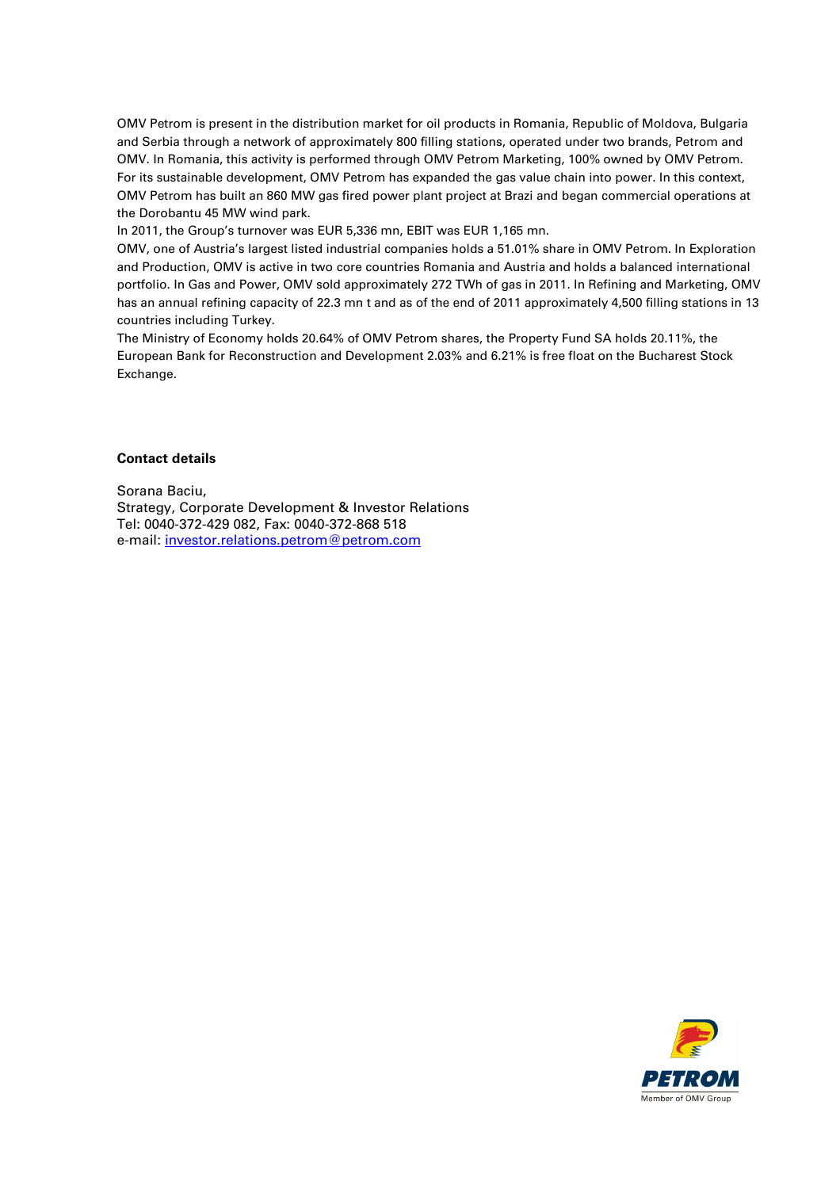OMV Petrom is present in the distribution market for oil products in Romania, Republic of Moldova, Bulgaria and Serbia through a network of approximately 800 filling stations, operated under two brands, Petrom and OMV. In Romania, this activity is performed through OMV Petrom Marketing, 100% owned by OMV Petrom. For its sustainable development, OMV Petrom has expanded the gas value chain into power. In this context, OMV Petrom has built an 860 MW gas fired power plant project at Brazi and began commercial operations at the Dorobantu 45 MW wind park.

In 2011, the Group's turnover was EUR 5,336 mn, EBIT was EUR 1,165 mn.

OMV, one of Austria's largest listed industrial companies holds a 51.01% share in OMV Petrom. In Exploration and Production, OMV is active in two core countries Romania and Austria and holds a balanced international portfolio. In Gas and Power, OMV sold approximately 272 TWh of gas in 2011. In Refining and Marketing, OMV has an annual refining capacity of 22.3 mn t and as of the end of 2011 approximately 4,500 filling stations in 13 countries including Turkey.

The Ministry of Economy holds 20.64% of OMV Petrom shares, the Property Fund SA holds 20.11%, the European Bank for Reconstruction and Development 2.03% and 6.21% is free float on the Bucharest Stock Exchange.

**Contact details**

Sorana Baciu,
Strategy, Corporate Development & Investor Relations
Tel: 0040-372-429 082, Fax: 0040-372-868 518
e-mail: investor.relations.petrom@petrom.com

PETROM
Member of OMV Group